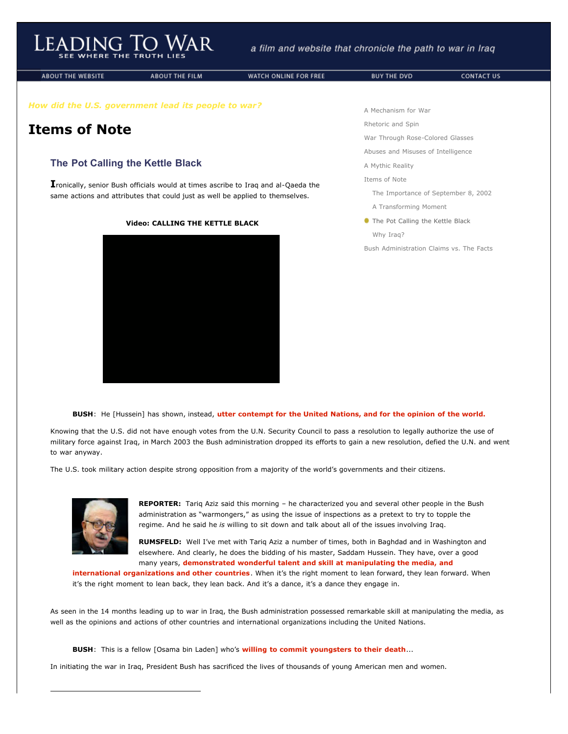# Leading To War

SEE WHERE THE TRUTH LIES

*a film and website that chronicle the path to war in Iraq*

ABOUT THE WEBSITE | ABOUT THE FILM | WATCH ONLINE FOR FREE | BUY THE DVD | CONTACT US

*How did the U.S. government lead its people to war?*

- A Mechanism for War
- Rhetoric and Spin
- War Through Rose-Colored Glasses
- Abuses and Misuses of Intelligence
- A Mythic Reality
- Items of Note
  - The Importance of September 8, 2002
  - A Transforming Moment
  - The Pot Calling the Kettle Black
  - Why Iraq?
- Bush Administration Claims vs. The Facts

## Items of Note

### The Pot Calling the Kettle Black

Ironically, senior Bush officials would at times ascribe to Iraq and al-Qaeda the same actions and attributes that could just as well be applied to themselves.

**Video: CALLING THE KETTLE BLACK**

**BUSH**: He [Hussein] has shown, instead, **utter contempt for the United Nations, and for the opinion of the world.**

Knowing that the U.S. did not have enough votes from the U.N. Security Council to pass a resolution to legally authorize the use of military force against Iraq, in March 2003 the Bush administration dropped its efforts to gain a new resolution, defied the U.N. and went to war anyway.

The U.S. took military action despite strong opposition from a majority of the world's governments and their citizens.

**REPORTER:** Tariq Aziz said this morning – he characterized you and several other people in the Bush administration as "warmongers," as using the issue of inspections as a pretext to try to topple the regime. And he said he *is* willing to sit down and talk about all of the issues involving Iraq.

**RUMSFELD:** Well I've met with Tariq Aziz a number of times, both in Baghdad and in Washington and elsewhere. And clearly, he does the bidding of his master, Saddam Hussein. They have, over a good many years, **demonstrated wonderful talent and skill at manipulating the media, and international organizations and other countries**. When it's the right moment to lean forward, they lean forward. When it's the right moment to lean back, they lean back. And it's a dance, it's a dance they engage in.

As seen in the 14 months leading up to war in Iraq, the Bush administration possessed remarkable skill at manipulating the media, as well as the opinions and actions of other countries and international organizations including the United Nations.

**BUSH**: This is a fellow [Osama bin Laden] who's **willing to commit youngsters to their death**...

In initiating the war in Iraq, President Bush has sacrificed the lives of thousands of young American men and women.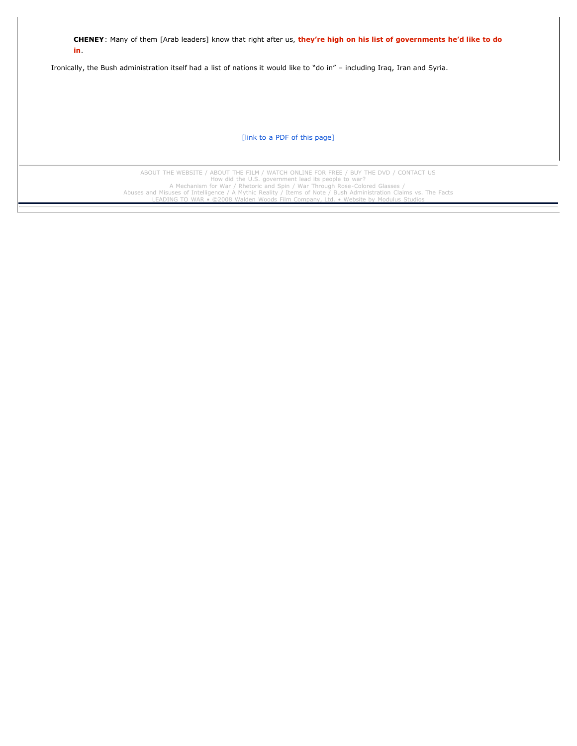**CHENEY**: Many of them [Arab leaders] know that right after us, **they're high on his list of governments he'd like to do in**.

Ironically, the Bush administration itself had a list of nations it would like to "do in" – including Iraq, Iran and Syria.

[link to a PDF of this page]

ABOUT THE WEBSITE / ABOUT THE FILM / WATCH ONLINE FOR FREE / BUY THE DVD / CONTACT US
How did the U.S. government lead its people to war?
A Mechanism for War / Rhetoric and Spin / War Through Rose-Colored Glasses /
Abuses and Misuses of Intelligence / A Mythic Reality / Items of Note / Bush Administration Claims vs. The Facts
LEADING TO WAR • ©2008 Walden Woods Film Company, Ltd. • Website by Modulus Studios